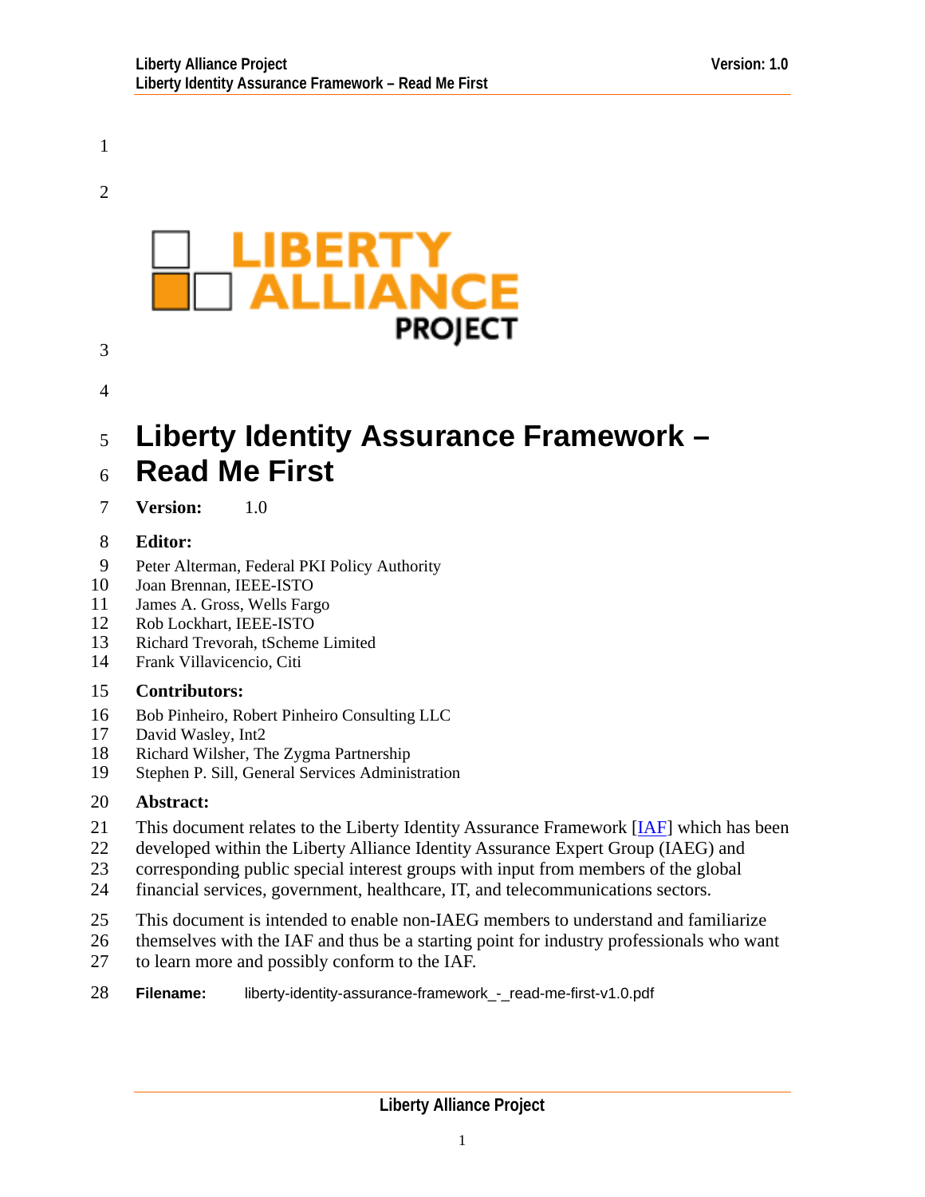# Liberty Identity Assurance Framework – Read Me First

**Version:** 1.0

**Editor:**

Peter Alterman, Federal PKI Policy Authority
Joan Brennan, IEEE-ISTO
James A. Gross, Wells Fargo
Rob Lockhart, IEEE-ISTO
Richard Trevorah, tScheme Limited
Frank Villavicencio, Citi

**Contributors:**

Bob Pinheiro, Robert Pinheiro Consulting LLC
David Wasley, Int2
Richard Wilsher, The Zygma Partnership
Stephen P. Sill, General Services Administration

**Abstract:**

This document relates to the Liberty Identity Assurance Framework [IAF] which has been developed within the Liberty Alliance Identity Assurance Expert Group (IAEG) and corresponding public special interest groups with input from members of the global financial services, government, healthcare, IT, and telecommunications sectors.

This document is intended to enable non-IAEG members to understand and familiarize themselves with the IAF and thus be a starting point for industry professionals who want to learn more and possibly conform to the IAF.

**Filename:** liberty-identity-assurance-framework_-_read-me-first-v1.0.pdf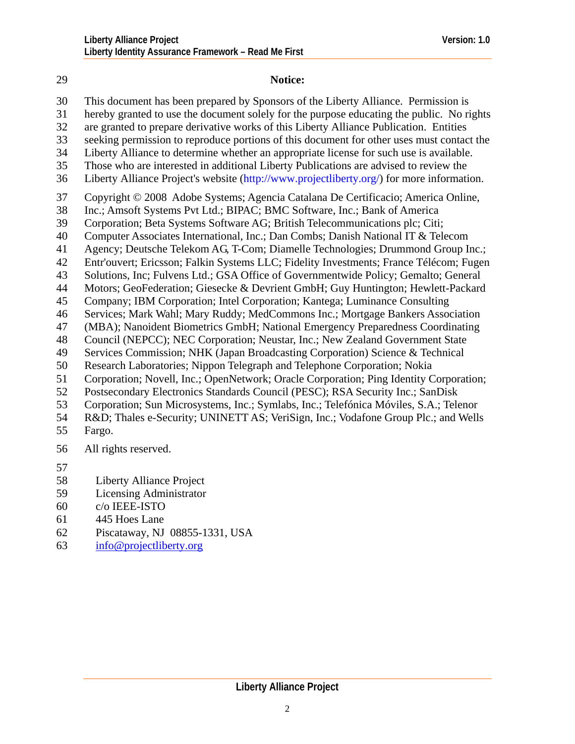**Notice:**

This document has been prepared by Sponsors of the Liberty Alliance. Permission is hereby granted to use the document solely for the purpose educating the public. No rights are granted to prepare derivative works of this Liberty Alliance Publication. Entities seeking permission to reproduce portions of this document for other uses must contact the Liberty Alliance to determine whether an appropriate license for such use is available. Those who are interested in additional Liberty Publications are advised to review the Liberty Alliance Project's website (http://www.projectliberty.org/) for more information.

Copyright © 2008 Adobe Systems; Agencia Catalana De Certificacio; America Online, Inc.; Amsoft Systems Pvt Ltd.; BIPAC; BMC Software, Inc.; Bank of America Corporation; Beta Systems Software AG; British Telecommunications plc; Citi; Computer Associates International, Inc.; Dan Combs; Danish National IT & Telecom Agency; Deutsche Telekom AG, T-Com; Diamelle Technologies; Drummond Group Inc.; Entr'ouvert; Ericsson; Falkin Systems LLC; Fidelity Investments; France Télécom; Fugen Solutions, Inc; Fulvens Ltd.; GSA Office of Governmentwide Policy; Gemalto; General Motors; GeoFederation; Giesecke & Devrient GmbH; Guy Huntington; Hewlett-Packard Company; IBM Corporation; Intel Corporation; Kantega; Luminance Consulting Services; Mark Wahl; Mary Ruddy; MedCommons Inc.; Mortgage Bankers Association (MBA); Nanoident Biometrics GmbH; National Emergency Preparedness Coordinating Council (NEPCC); NEC Corporation; Neustar, Inc.; New Zealand Government State Services Commission; NHK (Japan Broadcasting Corporation) Science & Technical Research Laboratories; Nippon Telegraph and Telephone Corporation; Nokia Corporation; Novell, Inc.; OpenNetwork; Oracle Corporation; Ping Identity Corporation; Postsecondary Electronics Standards Council (PESC); RSA Security Inc.; SanDisk Corporation; Sun Microsystems, Inc.; Symlabs, Inc.; Telefónica Móviles, S.A.; Telenor R&D; Thales e-Security; UNINETT AS; VeriSign, Inc.; Vodafone Group Plc.; and Wells Fargo.

All rights reserved.

Liberty Alliance Project
Licensing Administrator
c/o IEEE-ISTO
445 Hoes Lane
Piscataway, NJ 08855-1331, USA
info@projectliberty.org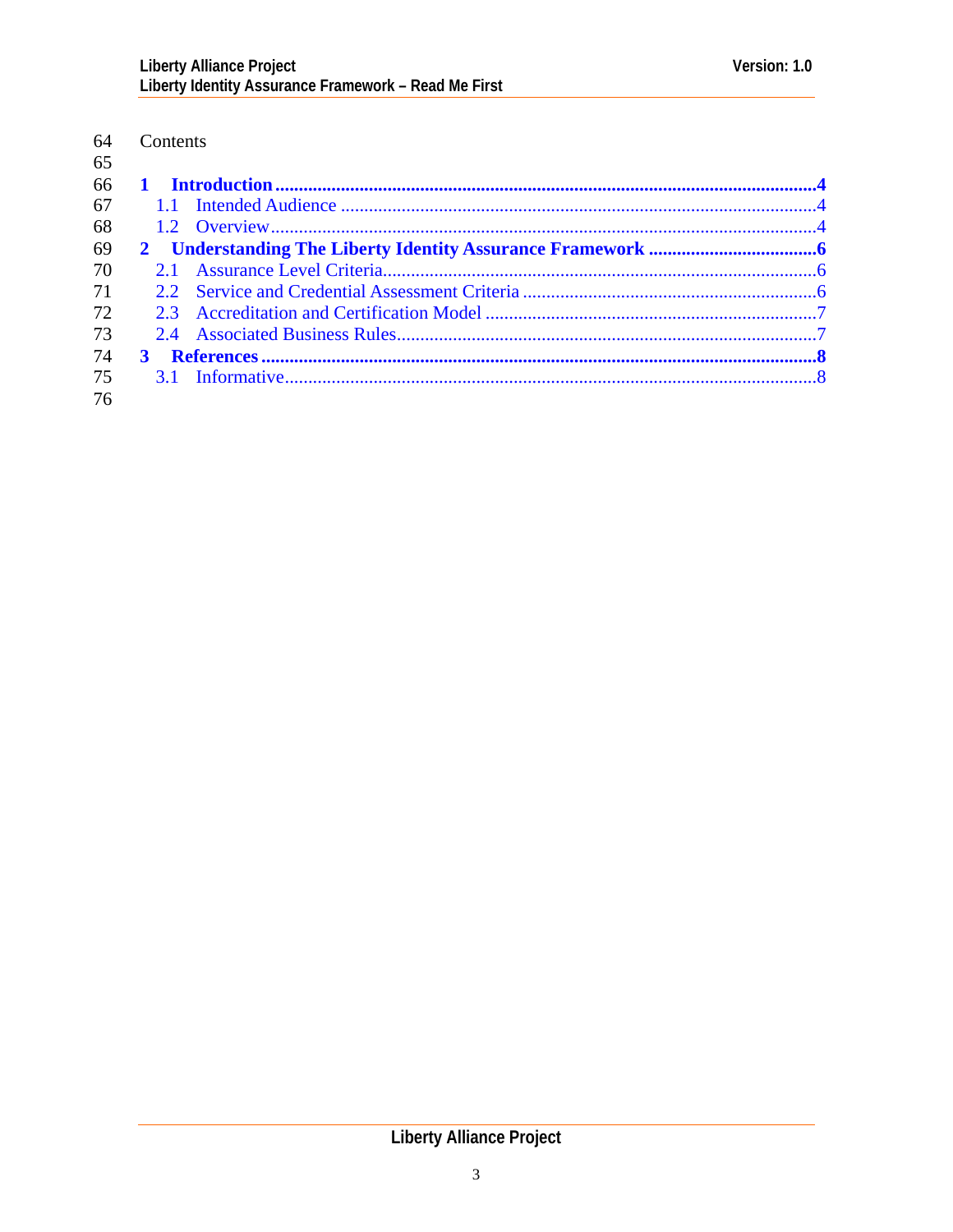Contents

- **1 Introduction** ... **4**
  - 1.1 Intended Audience ... 4
  - 1.2 Overview ... 4
- **2 Understanding The Liberty Identity Assurance Framework** ... **6**
  - 2.1 Assurance Level Criteria ... 6
  - 2.2 Service and Credential Assessment Criteria ... 6
  - 2.3 Accreditation and Certification Model ... 7
  - 2.4 Associated Business Rules ... 7
- **3 References** ... **8**
  - 3.1 Informative ... 8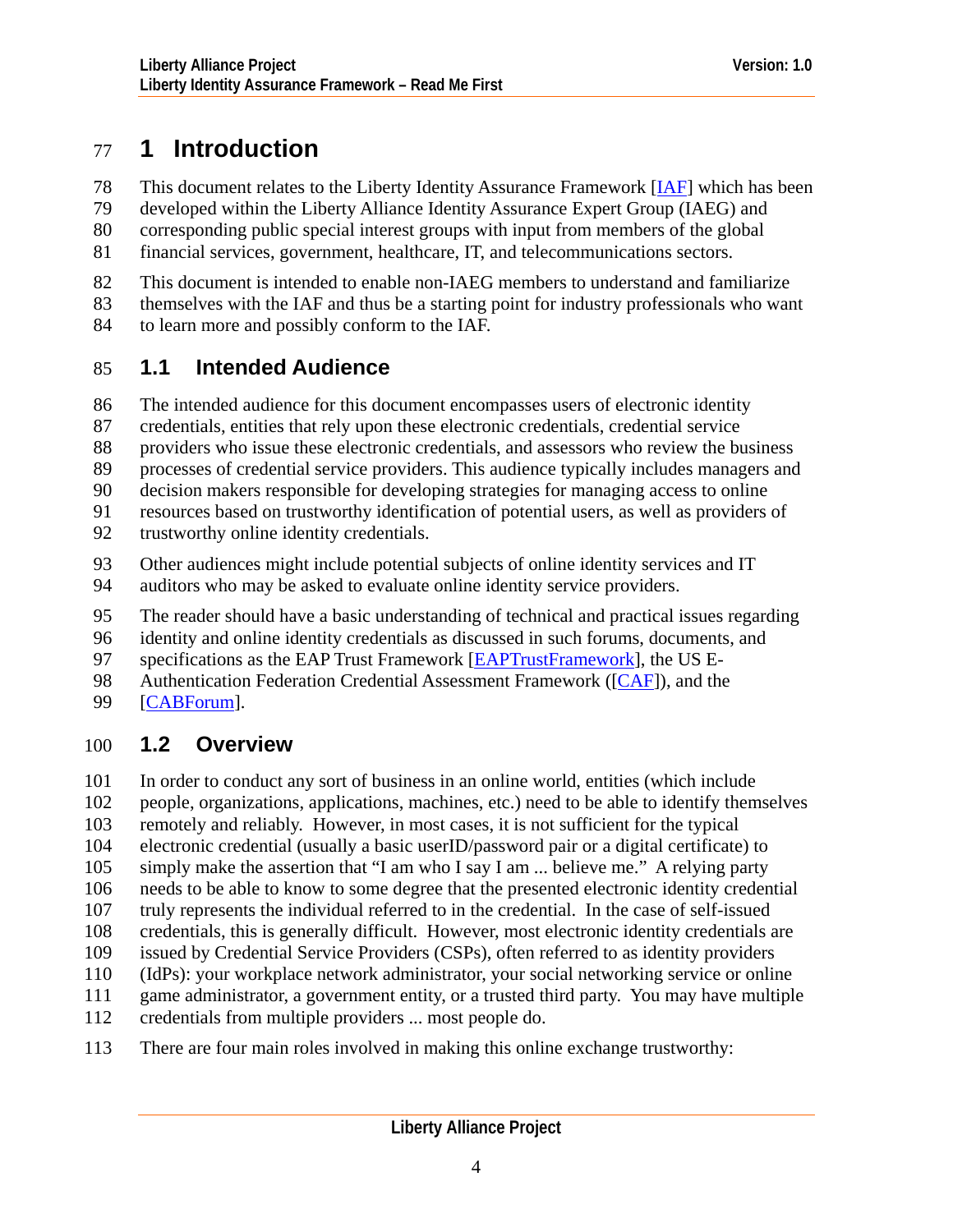# 1 Introduction

This document relates to the Liberty Identity Assurance Framework [IAF] which has been developed within the Liberty Alliance Identity Assurance Expert Group (IAEG) and corresponding public special interest groups with input from members of the global financial services, government, healthcare, IT, and telecommunications sectors.

This document is intended to enable non-IAEG members to understand and familiarize themselves with the IAF and thus be a starting point for industry professionals who want to learn more and possibly conform to the IAF.

## 1.1 Intended Audience

The intended audience for this document encompasses users of electronic identity credentials, entities that rely upon these electronic credentials, credential service providers who issue these electronic credentials, and assessors who review the business processes of credential service providers. This audience typically includes managers and decision makers responsible for developing strategies for managing access to online resources based on trustworthy identification of potential users, as well as providers of trustworthy online identity credentials.

Other audiences might include potential subjects of online identity services and IT auditors who may be asked to evaluate online identity service providers.

The reader should have a basic understanding of technical and practical issues regarding identity and online identity credentials as discussed in such forums, documents, and specifications as the EAP Trust Framework [EAPTrustFramework], the US E-Authentication Federation Credential Assessment Framework ([CAF]), and the [CABForum].

## 1.2 Overview

In order to conduct any sort of business in an online world, entities (which include people, organizations, applications, machines, etc.) need to be able to identify themselves remotely and reliably. However, in most cases, it is not sufficient for the typical electronic credential (usually a basic userID/password pair or a digital certificate) to simply make the assertion that "I am who I say I am ... believe me." A relying party needs to be able to know to some degree that the presented electronic identity credential truly represents the individual referred to in the credential. In the case of self-issued credentials, this is generally difficult. However, most electronic identity credentials are issued by Credential Service Providers (CSPs), often referred to as identity providers (IdPs): your workplace network administrator, your social networking service or online game administrator, a government entity, or a trusted third party. You may have multiple credentials from multiple providers ... most people do.

There are four main roles involved in making this online exchange trustworthy: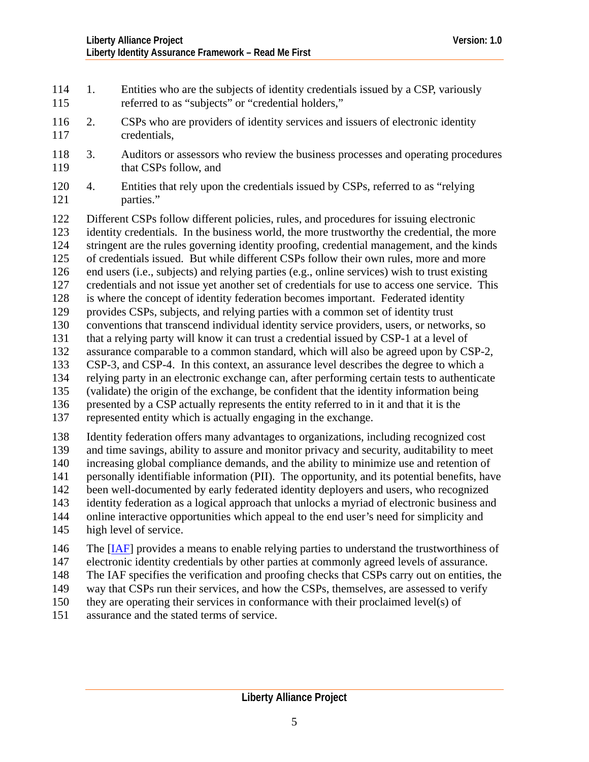1. Entities who are the subjects of identity credentials issued by a CSP, variously referred to as "subjects" or "credential holders,"
2. CSPs who are providers of identity services and issuers of electronic identity credentials,
3. Auditors or assessors who review the business processes and operating procedures that CSPs follow, and
4. Entities that rely upon the credentials issued by CSPs, referred to as "relying parties."

Different CSPs follow different policies, rules, and procedures for issuing electronic identity credentials. In the business world, the more trustworthy the credential, the more stringent are the rules governing identity proofing, credential management, and the kinds of credentials issued. But while different CSPs follow their own rules, more and more end users (i.e., subjects) and relying parties (e.g., online services) wish to trust existing credentials and not issue yet another set of credentials for use to access one service. This is where the concept of identity federation becomes important. Federated identity provides CSPs, subjects, and relying parties with a common set of identity trust conventions that transcend individual identity service providers, users, or networks, so that a relying party will know it can trust a credential issued by CSP-1 at a level of assurance comparable to a common standard, which will also be agreed upon by CSP-2, CSP-3, and CSP-4. In this context, an assurance level describes the degree to which a relying party in an electronic exchange can, after performing certain tests to authenticate (validate) the origin of the exchange, be confident that the identity information being presented by a CSP actually represents the entity referred to in it and that it is the represented entity which is actually engaging in the exchange.

Identity federation offers many advantages to organizations, including recognized cost and time savings, ability to assure and monitor privacy and security, auditability to meet increasing global compliance demands, and the ability to minimize use and retention of personally identifiable information (PII). The opportunity, and its potential benefits, have been well-documented by early federated identity deployers and users, who recognized identity federation as a logical approach that unlocks a myriad of electronic business and online interactive opportunities which appeal to the end user's need for simplicity and high level of service.

The [IAF] provides a means to enable relying parties to understand the trustworthiness of electronic identity credentials by other parties at commonly agreed levels of assurance. The IAF specifies the verification and proofing checks that CSPs carry out on entities, the way that CSPs run their services, and how the CSPs, themselves, are assessed to verify they are operating their services in conformance with their proclaimed level(s) of assurance and the stated terms of service.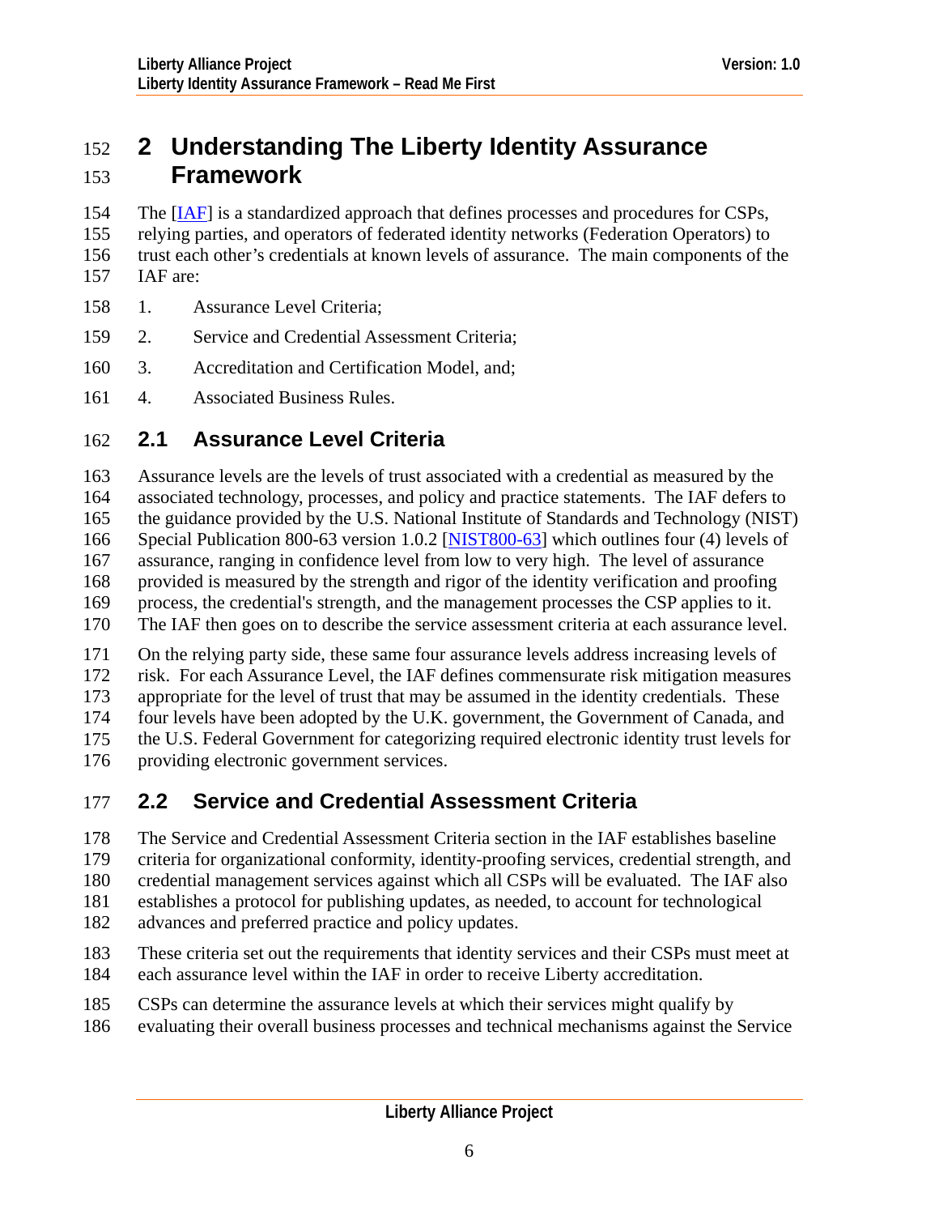# 2 Understanding The Liberty Identity Assurance Framework

The [IAF] is a standardized approach that defines processes and procedures for CSPs, relying parties, and operators of federated identity networks (Federation Operators) to trust each other's credentials at known levels of assurance. The main components of the IAF are:

1. Assurance Level Criteria;
2. Service and Credential Assessment Criteria;
3. Accreditation and Certification Model, and;
4. Associated Business Rules.

## 2.1 Assurance Level Criteria

Assurance levels are the levels of trust associated with a credential as measured by the associated technology, processes, and policy and practice statements. The IAF defers to the guidance provided by the U.S. National Institute of Standards and Technology (NIST) Special Publication 800-63 version 1.0.2 [NIST800-63] which outlines four (4) levels of assurance, ranging in confidence level from low to very high. The level of assurance provided is measured by the strength and rigor of the identity verification and proofing process, the credential's strength, and the management processes the CSP applies to it. The IAF then goes on to describe the service assessment criteria at each assurance level.

On the relying party side, these same four assurance levels address increasing levels of risk. For each Assurance Level, the IAF defines commensurate risk mitigation measures appropriate for the level of trust that may be assumed in the identity credentials. These four levels have been adopted by the U.K. government, the Government of Canada, and the U.S. Federal Government for categorizing required electronic identity trust levels for providing electronic government services.

## 2.2 Service and Credential Assessment Criteria

The Service and Credential Assessment Criteria section in the IAF establishes baseline criteria for organizational conformity, identity-proofing services, credential strength, and credential management services against which all CSPs will be evaluated. The IAF also establishes a protocol for publishing updates, as needed, to account for technological advances and preferred practice and policy updates.

These criteria set out the requirements that identity services and their CSPs must meet at each assurance level within the IAF in order to receive Liberty accreditation.

CSPs can determine the assurance levels at which their services might qualify by evaluating their overall business processes and technical mechanisms against the Service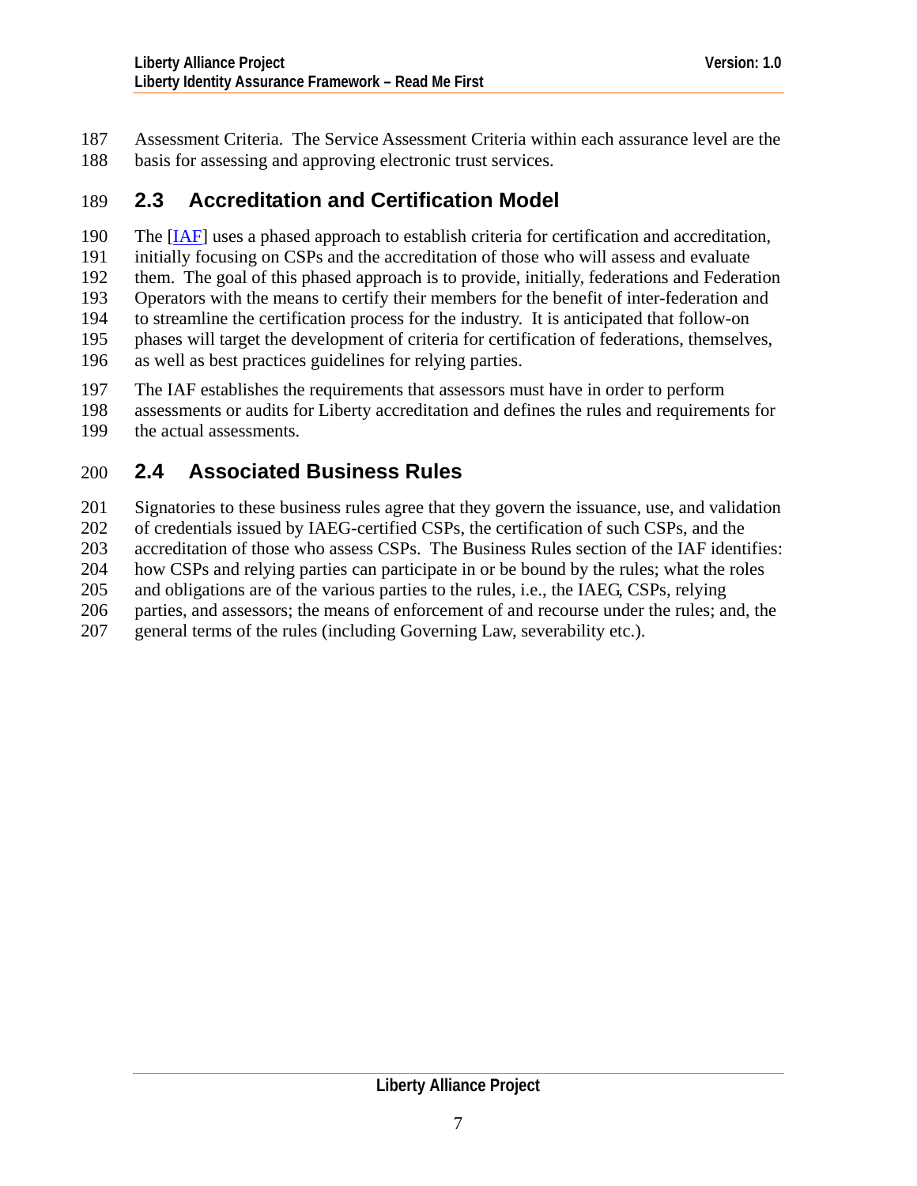Assessment Criteria. The Service Assessment Criteria within each assurance level are the basis for assessing and approving electronic trust services.

## 2.3 Accreditation and Certification Model

The [IAF] uses a phased approach to establish criteria for certification and accreditation, initially focusing on CSPs and the accreditation of those who will assess and evaluate them. The goal of this phased approach is to provide, initially, federations and Federation Operators with the means to certify their members for the benefit of inter-federation and to streamline the certification process for the industry. It is anticipated that follow-on phases will target the development of criteria for certification of federations, themselves, as well as best practices guidelines for relying parties.

The IAF establishes the requirements that assessors must have in order to perform assessments or audits for Liberty accreditation and defines the rules and requirements for the actual assessments.

## 2.4 Associated Business Rules

Signatories to these business rules agree that they govern the issuance, use, and validation of credentials issued by IAEG-certified CSPs, the certification of such CSPs, and the accreditation of those who assess CSPs. The Business Rules section of the IAF identifies: how CSPs and relying parties can participate in or be bound by the rules; what the roles and obligations are of the various parties to the rules, i.e., the IAEG, CSPs, relying parties, and assessors; the means of enforcement of and recourse under the rules; and, the general terms of the rules (including Governing Law, severability etc.).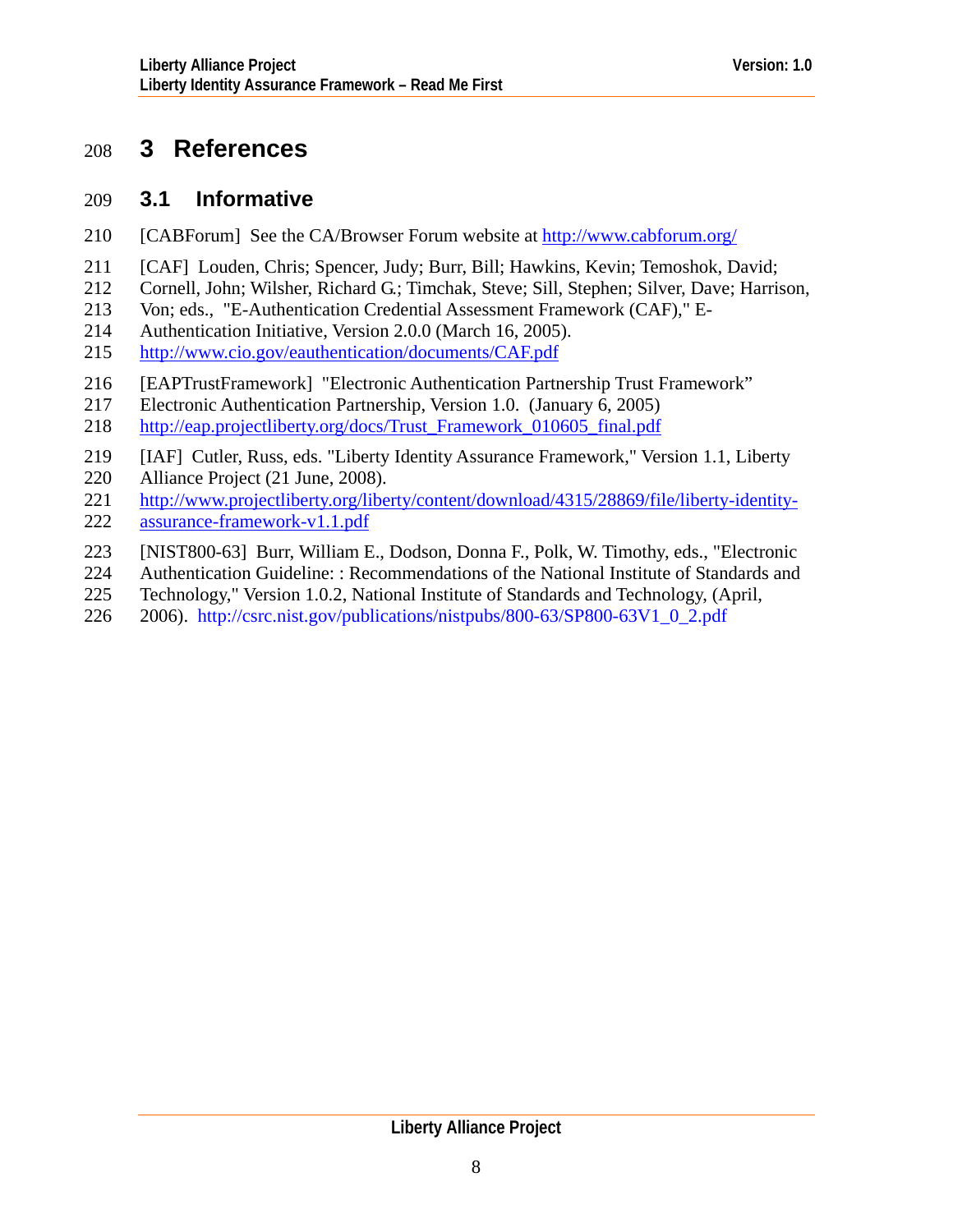# 3 References

## 3.1 Informative

[CABForum] See the CA/Browser Forum website at http://www.cabforum.org/

[CAF] Louden, Chris; Spencer, Judy; Burr, Bill; Hawkins, Kevin; Temoshok, David; Cornell, John; Wilsher, Richard G.; Timchak, Steve; Sill, Stephen; Silver, Dave; Harrison, Von; eds., "E-Authentication Credential Assessment Framework (CAF)," E-Authentication Initiative, Version 2.0.0 (March 16, 2005). http://www.cio.gov/eauthentication/documents/CAF.pdf

[EAPTrustFramework] "Electronic Authentication Partnership Trust Framework" Electronic Authentication Partnership, Version 1.0. (January 6, 2005) http://eap.projectliberty.org/docs/Trust_Framework_010605_final.pdf

[IAF] Cutler, Russ, eds. "Liberty Identity Assurance Framework," Version 1.1, Liberty Alliance Project (21 June, 2008). http://www.projectliberty.org/liberty/content/download/4315/28869/file/liberty-identity-assurance-framework-v1.1.pdf

[NIST800-63] Burr, William E., Dodson, Donna F., Polk, W. Timothy, eds., "Electronic Authentication Guideline: : Recommendations of the National Institute of Standards and Technology," Version 1.0.2, National Institute of Standards and Technology, (April, 2006). http://csrc.nist.gov/publications/nistpubs/800-63/SP800-63V1_0_2.pdf